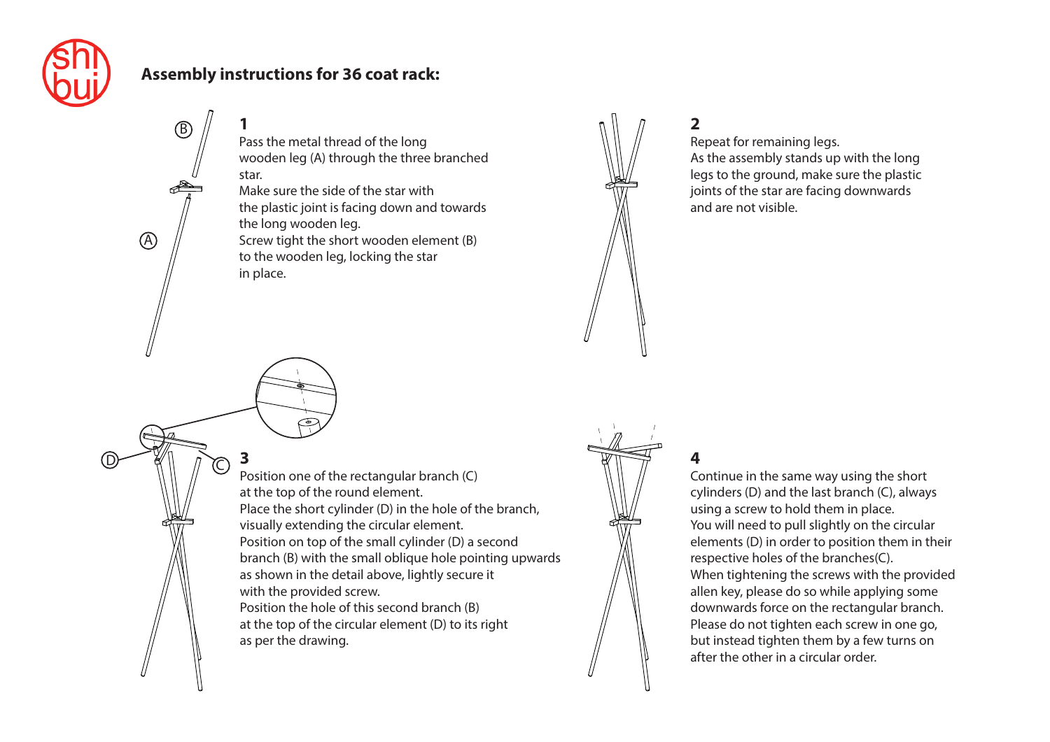# Assembly instructions for 36 coat rack:

**1**

Pass the metal thread of the long wooden leg (A) through the three branched star.
Make sure the side of the star with the plastic joint is facing down and towards the long wooden leg.
Screw tight the short wooden element (B) to the wooden leg, locking the star in place.

**2**

Repeat for remaining legs.
As the assembly stands up with the long legs to the ground, make sure the plastic joints of the star are facing downwards and are not visible.

**3**

Position one of the rectangular branch (C) at the top of the round element.
Place the short cylinder (D) in the hole of the branch, visually extending the circular element.
Position on top of the small cylinder (D) a second branch (B) with the small oblique hole pointing upwards as shown in the detail above, lightly secure it with the provided screw.
Position the hole of this second branch (B) at the top of the circular element (D) to its right as per the drawing.

**4**

Continue in the same way using the short cylinders (D) and the last branch (C), always using a screw to hold them in place.
You will need to pull slightly on the circular elements (D) in order to position them in their respective holes of the branches(C).
When tightening the screws with the provided allen key, please do so while applying some downwards force on the rectangular branch.
Please do not tighten each screw in one go, but instead tighten them by a few turns on after the other in a circular order.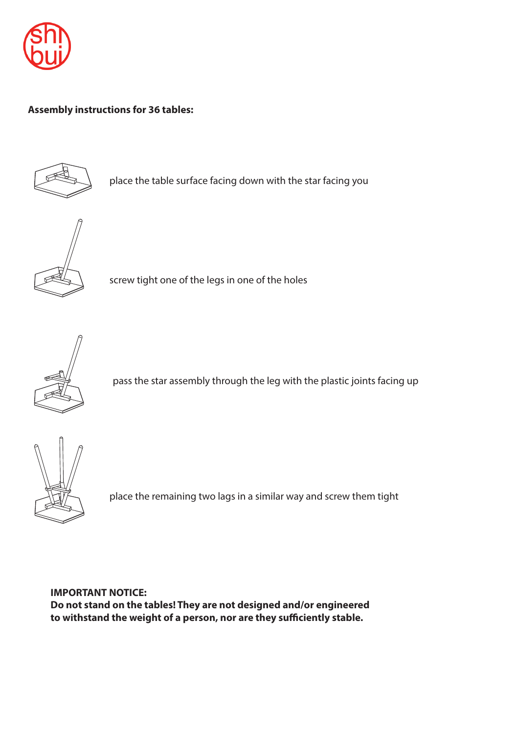shi
bui

**Assembly instructions for 36 tables:**

place the table surface facing down with the star facing you

screw tight one of the legs in one of the holes

pass the star assembly through the leg with the plastic joints facing up

place the remaining two lags in a similar way and screw them tight

**IMPORTANT NOTICE:**
**Do not stand on the tables! They are not designed and/or engineered to withstand the weight of a person, nor are they sufficiently stable.**